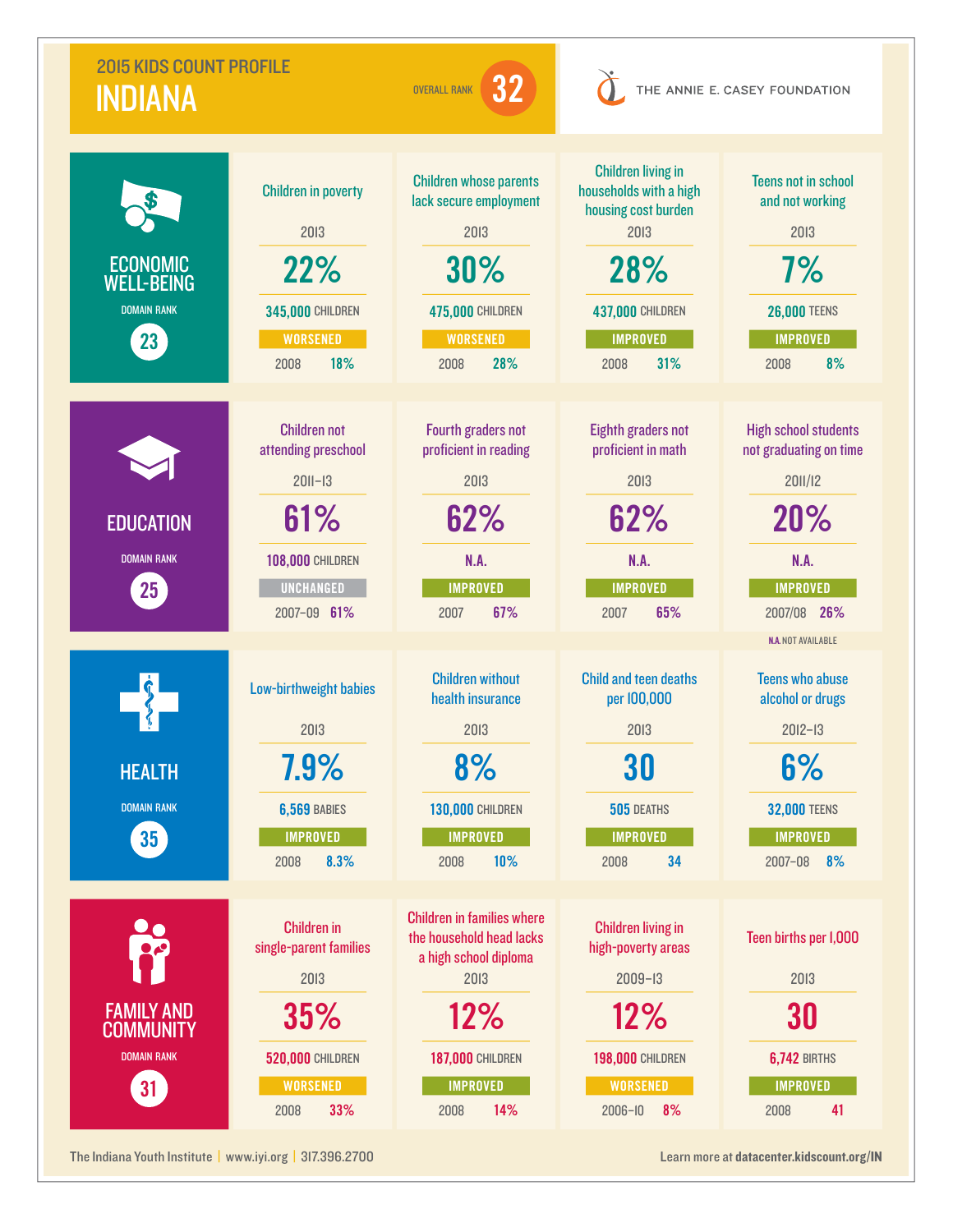# 2015 KIDS COUNT PROFILE
# INDIANA

OVERALL RANK **32**

THE ANNIE E. CASEY FOUNDATION

## ECONOMIC WELL-BEING

DOMAIN RANK **23**

| Indicator | Year | Value | Number | Trend | Previous |
|---|---|---|---|---|---|
| Children in poverty | 2013 | 22% | 345,000 CHILDREN | WORSENED | 2008: 18% |
| Children whose parents lack secure employment | 2013 | 30% | 475,000 CHILDREN | WORSENED | 2008: 28% |
| Children living in households with a high housing cost burden | 2013 | 28% | 437,000 CHILDREN | IMPROVED | 2008: 31% |
| Teens not in school and not working | 2013 | 7% | 26,000 TEENS | IMPROVED | 2008: 8% |

## EDUCATION

DOMAIN RANK **25**

| Indicator | Year | Value | Number | Trend | Previous |
|---|---|---|---|---|---|
| Children not attending preschool | 2011–13 | 61% | 108,000 CHILDREN | UNCHANGED | 2007–09: 61% |
| Fourth graders not proficient in reading | 2013 | 62% | N.A. | IMPROVED | 2007: 67% |
| Eighth graders not proficient in math | 2013 | 62% | N.A. | IMPROVED | 2007: 65% |
| High school students not graduating on time | 2011/12 | 20% | N.A. | IMPROVED | 2007/08: 26% |

N.A. NOT AVAILABLE

## HEALTH

DOMAIN RANK **35**

| Indicator | Year | Value | Number | Trend | Previous |
|---|---|---|---|---|---|
| Low-birthweight babies | 2013 | 7.9% | 6,569 BABIES | IMPROVED | 2008: 8.3% |
| Children without health insurance | 2013 | 8% | 130,000 CHILDREN | IMPROVED | 2008: 10% |
| Child and teen deaths per 100,000 | 2013 | 30 | 505 DEATHS | IMPROVED | 2008: 34 |
| Teens who abuse alcohol or drugs | 2012–13 | 6% | 32,000 TEENS | IMPROVED | 2007–08: 8% |

## FAMILY AND COMMUNITY

DOMAIN RANK **31**

| Indicator | Year | Value | Number | Trend | Previous |
|---|---|---|---|---|---|
| Children in single-parent families | 2013 | 35% | 520,000 CHILDREN | WORSENED | 2008: 33% |
| Children in families where the household head lacks a high school diploma | 2013 | 12% | 187,000 CHILDREN | IMPROVED | 2008: 14% |
| Children living in high-poverty areas | 2009–13 | 12% | 198,000 CHILDREN | WORSENED | 2006–10: 8% |
| Teen births per 1,000 | 2013 | 30 | 6,742 BIRTHS | IMPROVED | 2008: 41 |

The Indiana Youth Institute | www.iyi.org | 317.396.2700

Learn more at **datacenter.kidscount.org/IN**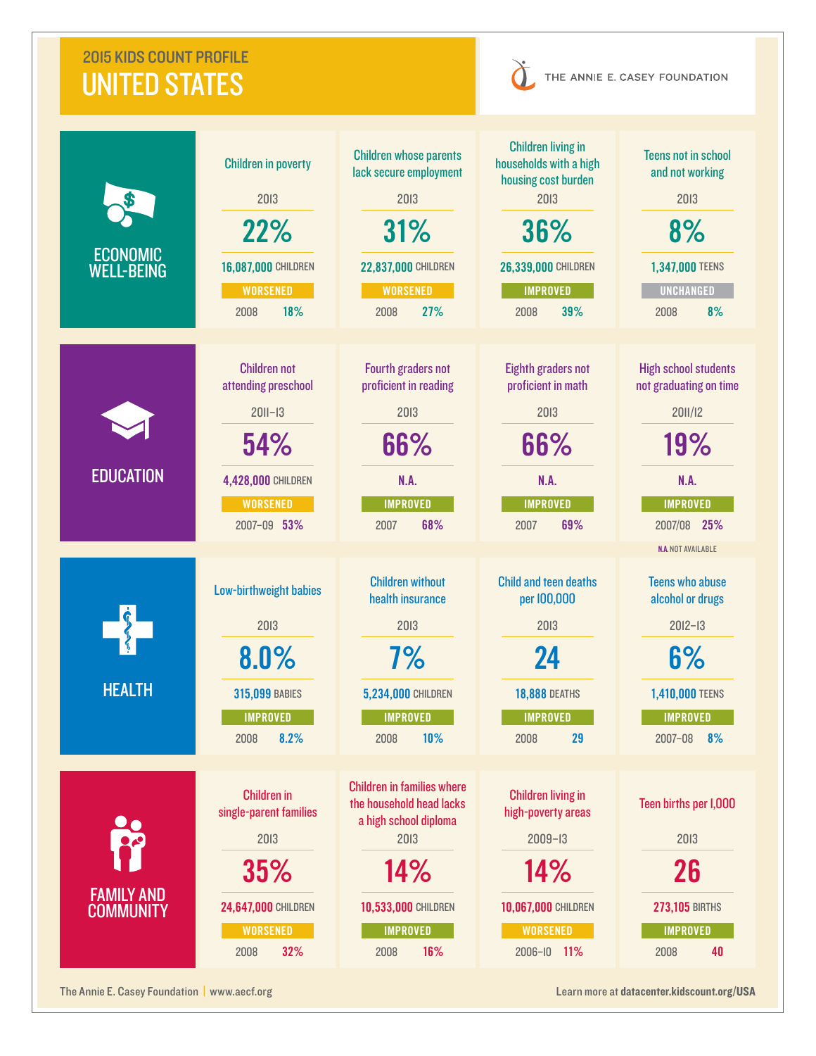# 2015 KIDS COUNT PROFILE
## UNITED STATES

THE ANNIE E. CASEY FOUNDATION

### ECONOMIC WELL-BEING

| Indicator | Year | Value | Count | Trend | Prior year | Prior value |
|---|---|---|---|---|---|---|
| Children in poverty | 2013 | 22% | 16,087,000 CHILDREN | WORSENED | 2008 | 18% |
| Children whose parents lack secure employment | 2013 | 31% | 22,837,000 CHILDREN | WORSENED | 2008 | 27% |
| Children living in households with a high housing cost burden | 2013 | 36% | 26,339,000 CHILDREN | IMPROVED | 2008 | 39% |
| Teens not in school and not working | 2013 | 8% | 1,347,000 TEENS | UNCHANGED | 2008 | 8% |

### EDUCATION

| Indicator | Year | Value | Count | Trend | Prior year | Prior value |
|---|---|---|---|---|---|---|
| Children not attending preschool | 2011–13 | 54% | 4,428,000 CHILDREN | WORSENED | 2007–09 | 53% |
| Fourth graders not proficient in reading | 2013 | 66% | N.A. | IMPROVED | 2007 | 68% |
| Eighth graders not proficient in math | 2013 | 66% | N.A. | IMPROVED | 2007 | 69% |
| High school students not graduating on time | 2011/12 | 19% | N.A. | IMPROVED | 2007/08 | 25% |

N.A. NOT AVAILABLE

### HEALTH

| Indicator | Year | Value | Count | Trend | Prior year | Prior value |
|---|---|---|---|---|---|---|
| Low-birthweight babies | 2013 | 8.0% | 315,099 BABIES | IMPROVED | 2008 | 8.2% |
| Children without health insurance | 2013 | 7% | 5,234,000 CHILDREN | IMPROVED | 2008 | 10% |
| Child and teen deaths per 100,000 | 2013 | 24 | 18,888 DEATHS | IMPROVED | 2008 | 29 |
| Teens who abuse alcohol or drugs | 2012–13 | 6% | 1,410,000 TEENS | IMPROVED | 2007–08 | 8% |

### FAMILY AND COMMUNITY

| Indicator | Year | Value | Count | Trend | Prior year | Prior value |
|---|---|---|---|---|---|---|
| Children in single-parent families | 2013 | 35% | 24,647,000 CHILDREN | WORSENED | 2008 | 32% |
| Children in families where the household head lacks a high school diploma | 2013 | 14% | 10,533,000 CHILDREN | IMPROVED | 2008 | 16% |
| Children living in high-poverty areas | 2009–13 | 14% | 10,067,000 CHILDREN | WORSENED | 2006–10 | 11% |
| Teen births per 1,000 | 2013 | 26 | 273,105 BIRTHS | IMPROVED | 2008 | 40 |

The Annie E. Casey Foundation | www.aecf.org

Learn more at **datacenter.kidscount.org/USA**